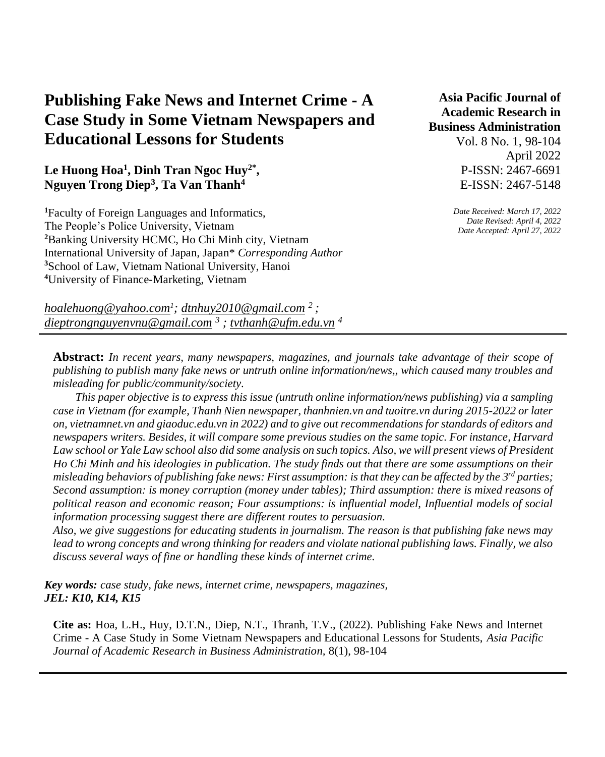# Publishing Fake News and Internet Crime - A Case Study in Some Vietnam Newspapers and Educational Lessons for Students

**Asia Pacific Journal of Academic Research in Business Administration**
Vol. 8 No. 1, 98-104
April 2022
P-ISSN: 2467-6691
E-ISSN: 2467-5148

*Date Received: March 17, 2022*
*Date Revised: April 4, 2022*
*Date Accepted: April 27, 2022*

**Le Huong Hoa[1], Dinh Tran Ngoc Huy[2*], Nguyen Trong Diep[3], Ta Van Thanh[4]**

[1]Faculty of Foreign Languages and Informatics, The People's Police University, Vietnam
[2]Banking University HCMC, Ho Chi Minh city, Vietnam
International University of Japan, Japan* *Corresponding Author*
[3]School of Law, Vietnam National University, Hanoi
[4]University of Finance-Marketing, Vietnam

*hoalehuong@yahoo.com[1]; dtnhuy2010@gmail.com [2]; dieptrongnguyenvnu@gmail.com [3]; tvthanh@ufm.edu.vn [4]*

---

**Abstract:** *In recent years, many newspapers, magazines, and journals take advantage of their scope of publishing to publish many fake news or untruth online information/news,, which caused many troubles and misleading for public/community/society.*

*This paper objective is to express this issue (untruth online information/news publishing) via a sampling case in Vietnam (for example, Thanh Nien newspaper, thanhnien.vn and tuoitre.vn during 2015-2022 or later on, vietnamnet.vn and giaoduc.edu.vn in 2022) and to give out recommendations for standards of editors and newspapers writers. Besides, it will compare some previous studies on the same topic. For instance, Harvard Law school or Yale Law school also did some analysis on such topics. Also, we will present views of President Ho Chi Minh and his ideologies in publication. The study finds out that there are some assumptions on their misleading behaviors of publishing fake news: First assumption: is that they can be affected by the 3rd parties; Second assumption: is money corruption (money under tables); Third assumption: there is mixed reasons of political reason and economic reason; Four assumptions: is influential model, Influential models of social information processing suggest there are different routes to persuasion.*

*Also, we give suggestions for educating students in journalism. The reason is that publishing fake news may lead to wrong concepts and wrong thinking for readers and violate national publishing laws. Finally, we also discuss several ways of fine or handling these kinds of internet crime.*

***Key words:*** *case study, fake news, internet crime, newspapers, magazines,*
***JEL: K10, K14, K15***

**Cite as:** Hoa, L.H., Huy, D.T.N., Diep, N.T., Thranh, T.V., (2022). Publishing Fake News and Internet Crime - A Case Study in Some Vietnam Newspapers and Educational Lessons for Students, *Asia Pacific Journal of Academic Research in Business Administration*, 8(1), 98-104

---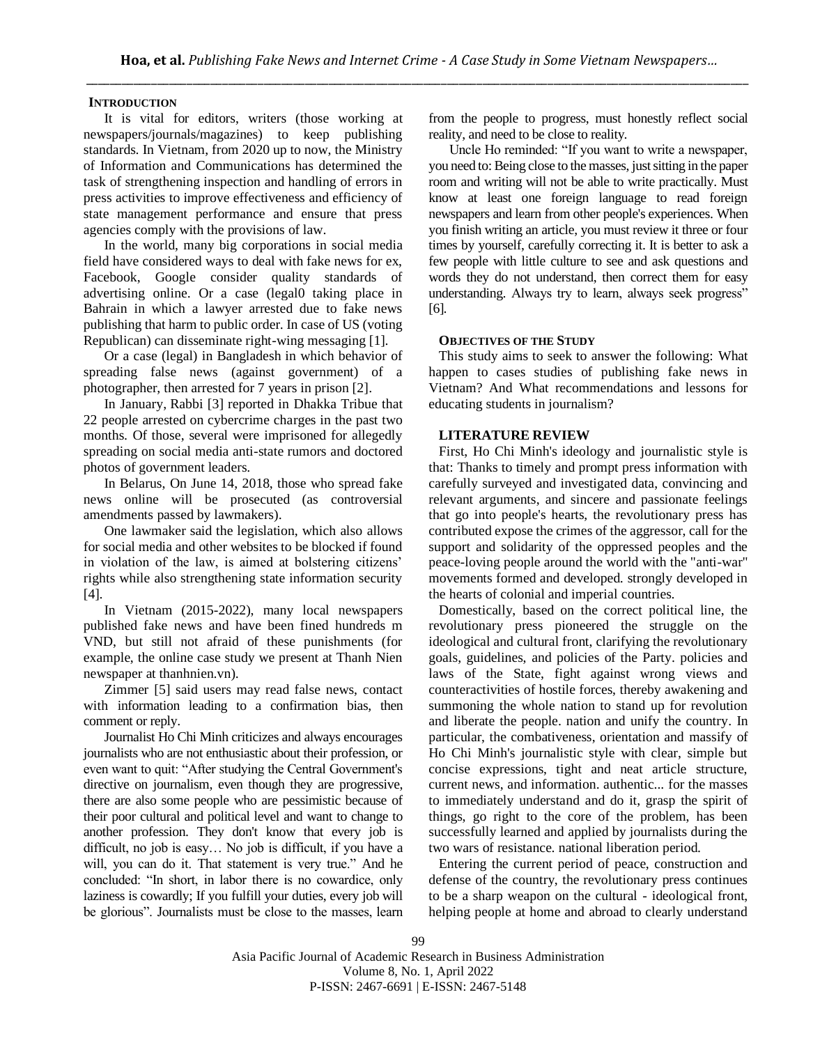## INTRODUCTION

It is vital for editors, writers (those working at newspapers/journals/magazines) to keep publishing standards. In Vietnam, from 2020 up to now, the Ministry of Information and Communications has determined the task of strengthening inspection and handling of errors in press activities to improve effectiveness and efficiency of state management performance and ensure that press agencies comply with the provisions of law.

In the world, many big corporations in social media field have considered ways to deal with fake news for ex, Facebook, Google consider quality standards of advertising online. Or a case (legal0 taking place in Bahrain in which a lawyer arrested due to fake news publishing that harm to public order. In case of US (voting Republican) can disseminate right-wing messaging [1].

Or a case (legal) in Bangladesh in which behavior of spreading false news (against government) of a photographer, then arrested for 7 years in prison [2].

In January, Rabbi [3] reported in Dhakka Tribue that 22 people arrested on cybercrime charges in the past two months. Of those, several were imprisoned for allegedly spreading on social media anti-state rumors and doctored photos of government leaders.

In Belarus, On June 14, 2018, those who spread fake news online will be prosecuted (as controversial amendments passed by lawmakers).

One lawmaker said the legislation, which also allows for social media and other websites to be blocked if found in violation of the law, is aimed at bolstering citizens' rights while also strengthening state information security [4].

In Vietnam (2015-2022), many local newspapers published fake news and have been fined hundreds m VND, but still not afraid of these punishments (for example, the online case study we present at Thanh Nien newspaper at thanhnien.vn).

Zimmer [5] said users may read false news, contact with information leading to a confirmation bias, then comment or reply.

Journalist Ho Chi Minh criticizes and always encourages journalists who are not enthusiastic about their profession, or even want to quit: "After studying the Central Government's directive on journalism, even though they are progressive, there are also some people who are pessimistic because of their poor cultural and political level and want to change to another profession. They don't know that every job is difficult, no job is easy… No job is difficult, if you have a will, you can do it. That statement is very true." And he concluded: "In short, in labor there is no cowardice, only laziness is cowardly; If you fulfill your duties, every job will be glorious". Journalists must be close to the masses, learn from the people to progress, must honestly reflect social reality, and need to be close to reality.

Uncle Ho reminded: "If you want to write a newspaper, you need to: Being close to the masses, just sitting in the paper room and writing will not be able to write practically. Must know at least one foreign language to read foreign newspapers and learn from other people's experiences. When you finish writing an article, you must review it three or four times by yourself, carefully correcting it. It is better to ask a few people with little culture to see and ask questions and words they do not understand, then correct them for easy understanding. Always try to learn, always seek progress" [6].

## OBJECTIVES OF THE STUDY

This study aims to seek to answer the following: What happen to cases studies of publishing fake news in Vietnam? And What recommendations and lessons for educating students in journalism?

## LITERATURE REVIEW

First, Ho Chi Minh's ideology and journalistic style is that: Thanks to timely and prompt press information with carefully surveyed and investigated data, convincing and relevant arguments, and sincere and passionate feelings that go into people's hearts, the revolutionary press has contributed expose the crimes of the aggressor, call for the support and solidarity of the oppressed peoples and the peace-loving people around the world with the "anti-war" movements formed and developed. strongly developed in the hearts of colonial and imperial countries.

Domestically, based on the correct political line, the revolutionary press pioneered the struggle on the ideological and cultural front, clarifying the revolutionary goals, guidelines, and policies of the Party. policies and laws of the State, fight against wrong views and counteractivities of hostile forces, thereby awakening and summoning the whole nation to stand up for revolution and liberate the people. nation and unify the country. In particular, the combativeness, orientation and massify of Ho Chi Minh's journalistic style with clear, simple but concise expressions, tight and neat article structure, current news, and information. authentic... for the masses to immediately understand and do it, grasp the spirit of things, go right to the core of the problem, has been successfully learned and applied by journalists during the two wars of resistance. national liberation period.

Entering the current period of peace, construction and defense of the country, the revolutionary press continues to be a sharp weapon on the cultural - ideological front, helping people at home and abroad to clearly understand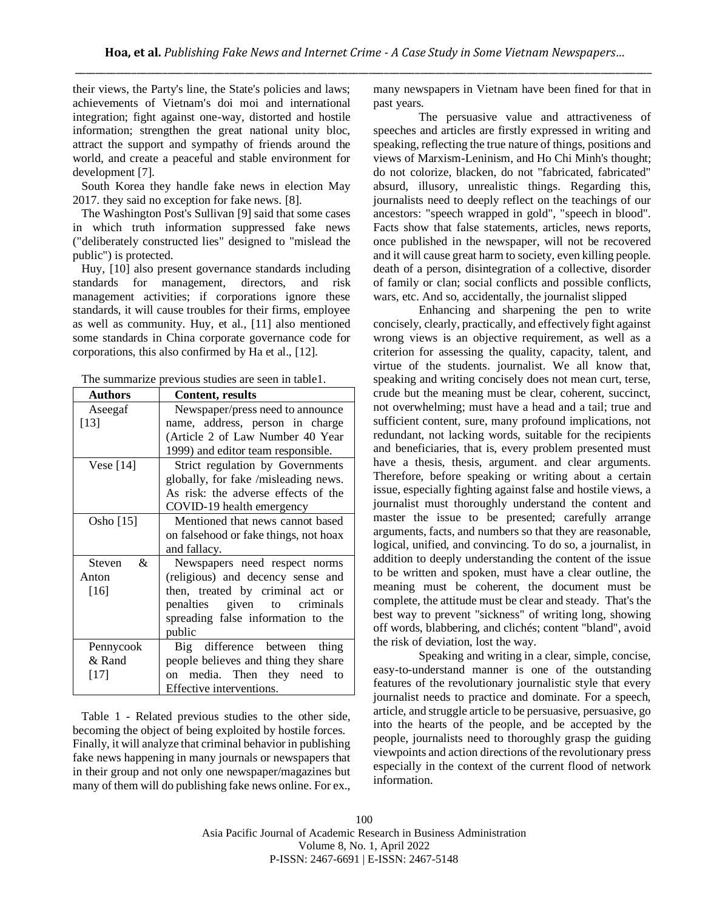their views, the Party's line, the State's policies and laws; achievements of Vietnam's doi moi and international integration; fight against one-way, distorted and hostile information; strengthen the great national unity bloc, attract the support and sympathy of friends around the world, and create a peaceful and stable environment for development [7].

South Korea they handle fake news in election May 2017. they said no exception for fake news. [8].

The Washington Post's Sullivan [9] said that some cases in which truth information suppressed fake news ("deliberately constructed lies" designed to "mislead the public") is protected.

Huy, [10] also present governance standards including standards for management, directors, and risk management activities; if corporations ignore these standards, it will cause troubles for their firms, employee as well as community. Huy, et al., [11] also mentioned some standards in China corporate governance code for corporations, this also confirmed by Ha et al., [12].

The summarize previous studies are seen in table1.

| Authors | Content, results |
|---|---|
| Aseegaf [13] | Newspaper/press need to announce name, address, person in charge (Article 2 of Law Number 40 Year 1999) and editor team responsible. |
| Vese [14] | Strict regulation by Governments globally, for fake /misleading news. As risk: the adverse effects of the COVID-19 health emergency |
| Osho [15] | Mentioned that news cannot based on falsehood or fake things, not hoax and fallacy. |
| Steven & Anton [16] | Newspapers need respect norms (religious) and decency sense and then, treated by criminal act or penalties given to criminals spreading false information to the public |
| Pennycook & Rand [17] | Big difference between thing people believes and thing they share on media. Then they need to Effective interventions. |

Table 1 - Related previous studies to the other side, becoming the object of being exploited by hostile forces. Finally, it will analyze that criminal behavior in publishing fake news happening in many journals or newspapers that in their group and not only one newspaper/magazines but many of them will do publishing fake news online. For ex., many newspapers in Vietnam have been fined for that in past years.

The persuasive value and attractiveness of speeches and articles are firstly expressed in writing and speaking, reflecting the true nature of things, positions and views of Marxism-Leninism, and Ho Chi Minh's thought; do not colorize, blacken, do not "fabricated, fabricated" absurd, illusory, unrealistic things. Regarding this, journalists need to deeply reflect on the teachings of our ancestors: "speech wrapped in gold", "speech in blood". Facts show that false statements, articles, news reports, once published in the newspaper, will not be recovered and it will cause great harm to society, even killing people. death of a person, disintegration of a collective, disorder of family or clan; social conflicts and possible conflicts, wars, etc. And so, accidentally, the journalist slipped

Enhancing and sharpening the pen to write concisely, clearly, practically, and effectively fight against wrong views is an objective requirement, as well as a criterion for assessing the quality, capacity, talent, and virtue of the students. journalist. We all know that, speaking and writing concisely does not mean curt, terse, crude but the meaning must be clear, coherent, succinct, not overwhelming; must have a head and a tail; true and sufficient content, sure, many profound implications, not redundant, not lacking words, suitable for the recipients and beneficiaries, that is, every problem presented must have a thesis, thesis, argument. and clear arguments. Therefore, before speaking or writing about a certain issue, especially fighting against false and hostile views, a journalist must thoroughly understand the content and master the issue to be presented; carefully arrange arguments, facts, and numbers so that they are reasonable, logical, unified, and convincing. To do so, a journalist, in addition to deeply understanding the content of the issue to be written and spoken, must have a clear outline, the meaning must be coherent, the document must be complete, the attitude must be clear and steady. That's the best way to prevent "sickness" of writing long, showing off words, blabbering, and clichés; content "bland", avoid the risk of deviation, lost the way.

Speaking and writing in a clear, simple, concise, easy-to-understand manner is one of the outstanding features of the revolutionary journalistic style that every journalist needs to practice and dominate. For a speech, article, and struggle article to be persuasive, persuasive, go into the hearts of the people, and be accepted by the people, journalists need to thoroughly grasp the guiding viewpoints and action directions of the revolutionary press especially in the context of the current flood of network information.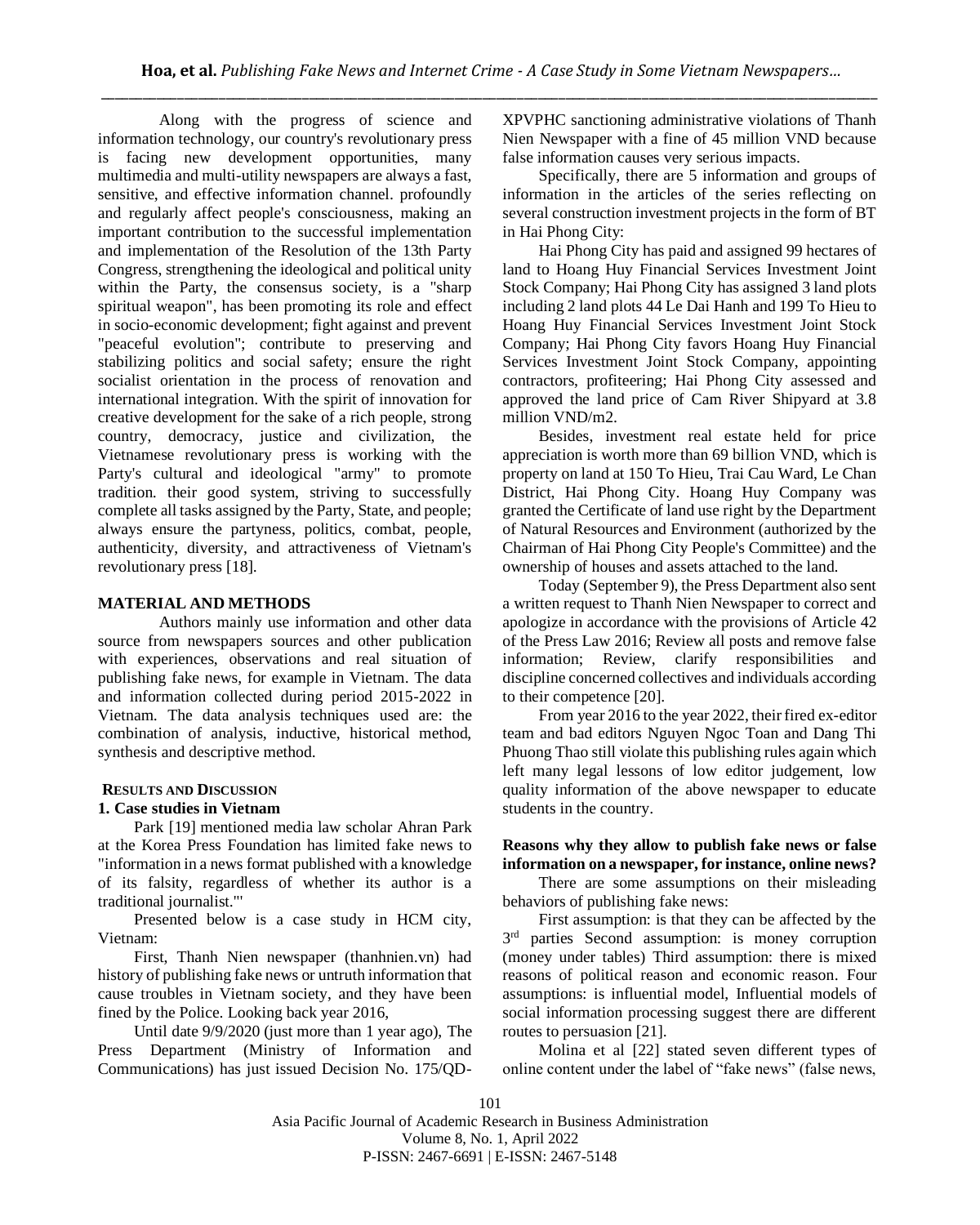Along with the progress of science and information technology, our country's revolutionary press is facing new development opportunities, many multimedia and multi-utility newspapers are always a fast, sensitive, and effective information channel. profoundly and regularly affect people's consciousness, making an important contribution to the successful implementation and implementation of the Resolution of the 13th Party Congress, strengthening the ideological and political unity within the Party, the consensus society, is a "sharp spiritual weapon", has been promoting its role and effect in socio-economic development; fight against and prevent "peaceful evolution"; contribute to preserving and stabilizing politics and social safety; ensure the right socialist orientation in the process of renovation and international integration. With the spirit of innovation for creative development for the sake of a rich people, strong country, democracy, justice and civilization, the Vietnamese revolutionary press is working with the Party's cultural and ideological "army" to promote tradition. their good system, striving to successfully complete all tasks assigned by the Party, State, and people; always ensure the partyness, politics, combat, people, authenticity, diversity, and attractiveness of Vietnam's revolutionary press [18].

## MATERIAL AND METHODS

Authors mainly use information and other data source from newspapers sources and other publication with experiences, observations and real situation of publishing fake news, for example in Vietnam. The data and information collected during period 2015-2022 in Vietnam. The data analysis techniques used are: the combination of analysis, inductive, historical method, synthesis and descriptive method.

## RESULTS AND DISCUSSION

### 1. Case studies in Vietnam

Park [19] mentioned media law scholar Ahran Park at the Korea Press Foundation has limited fake news to "information in a news format published with a knowledge of its falsity, regardless of whether its author is a traditional journalist."'

Presented below is a case study in HCM city, Vietnam:

First, Thanh Nien newspaper (thanhnien.vn) had history of publishing fake news or untruth information that cause troubles in Vietnam society, and they have been fined by the Police. Looking back year 2016,

Until date 9/9/2020 (just more than 1 year ago), The Press Department (Ministry of Information and Communications) has just issued Decision No. 175/QD-XPVPHC sanctioning administrative violations of Thanh Nien Newspaper with a fine of 45 million VND because false information causes very serious impacts.

Specifically, there are 5 information and groups of information in the articles of the series reflecting on several construction investment projects in the form of BT in Hai Phong City:

Hai Phong City has paid and assigned 99 hectares of land to Hoang Huy Financial Services Investment Joint Stock Company; Hai Phong City has assigned 3 land plots including 2 land plots 44 Le Dai Hanh and 199 To Hieu to Hoang Huy Financial Services Investment Joint Stock Company; Hai Phong City favors Hoang Huy Financial Services Investment Joint Stock Company, appointing contractors, profiteering; Hai Phong City assessed and approved the land price of Cam River Shipyard at 3.8 million VND/m2.

Besides, investment real estate held for price appreciation is worth more than 69 billion VND, which is property on land at 150 To Hieu, Trai Cau Ward, Le Chan District, Hai Phong City. Hoang Huy Company was granted the Certificate of land use right by the Department of Natural Resources and Environment (authorized by the Chairman of Hai Phong City People's Committee) and the ownership of houses and assets attached to the land.

Today (September 9), the Press Department also sent a written request to Thanh Nien Newspaper to correct and apologize in accordance with the provisions of Article 42 of the Press Law 2016; Review all posts and remove false information; Review, clarify responsibilities and discipline concerned collectives and individuals according to their competence [20].

From year 2016 to the year 2022, their fired ex-editor team and bad editors Nguyen Ngoc Toan and Dang Thi Phuong Thao still violate this publishing rules again which left many legal lessons of low editor judgement, low quality information of the above newspaper to educate students in the country.

**Reasons why they allow to publish fake news or false information on a newspaper, for instance, online news?**

There are some assumptions on their misleading behaviors of publishing fake news:

First assumption: is that they can be affected by the 3rd parties Second assumption: is money corruption (money under tables) Third assumption: there is mixed reasons of political reason and economic reason. Four assumptions: is influential model, Influential models of social information processing suggest there are different routes to persuasion [21].

Molina et al [22] stated seven different types of online content under the label of "fake news" (false news,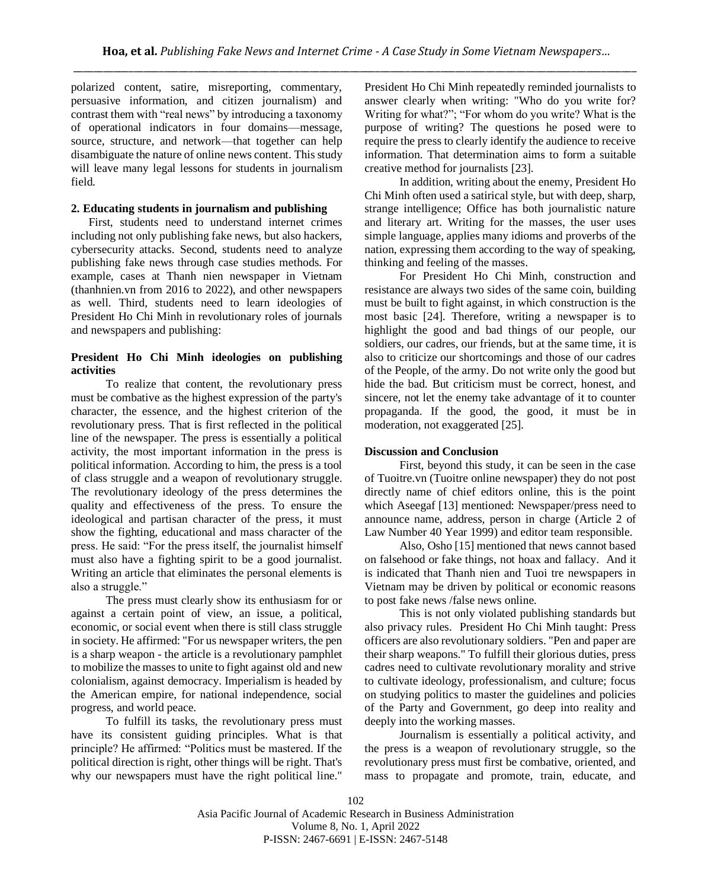polarized content, satire, misreporting, commentary, persuasive information, and citizen journalism) and contrast them with "real news" by introducing a taxonomy of operational indicators in four domains—message, source, structure, and network—that together can help disambiguate the nature of online news content. This study will leave many legal lessons for students in journalism field.

## 2. Educating students in journalism and publishing

First, students need to understand internet crimes including not only publishing fake news, but also hackers, cybersecurity attacks. Second, students need to analyze publishing fake news through case studies methods. For example, cases at Thanh nien newspaper in Vietnam (thanhnien.vn from 2016 to 2022), and other newspapers as well. Third, students need to learn ideologies of President Ho Chi Minh in revolutionary roles of journals and newspapers and publishing:

### President Ho Chi Minh ideologies on publishing activities

To realize that content, the revolutionary press must be combative as the highest expression of the party's character, the essence, and the highest criterion of the revolutionary press. That is first reflected in the political line of the newspaper. The press is essentially a political activity, the most important information in the press is political information. According to him, the press is a tool of class struggle and a weapon of revolutionary struggle. The revolutionary ideology of the press determines the quality and effectiveness of the press. To ensure the ideological and partisan character of the press, it must show the fighting, educational and mass character of the press. He said: "For the press itself, the journalist himself must also have a fighting spirit to be a good journalist. Writing an article that eliminates the personal elements is also a struggle."

The press must clearly show its enthusiasm for or against a certain point of view, an issue, a political, economic, or social event when there is still class struggle in society. He affirmed: "For us newspaper writers, the pen is a sharp weapon - the article is a revolutionary pamphlet to mobilize the masses to unite to fight against old and new colonialism, against democracy. Imperialism is headed by the American empire, for national independence, social progress, and world peace.

To fulfill its tasks, the revolutionary press must have its consistent guiding principles. What is that principle? He affirmed: "Politics must be mastered. If the political direction is right, other things will be right. That's why our newspapers must have the right political line." President Ho Chi Minh repeatedly reminded journalists to answer clearly when writing: "Who do you write for? Writing for what?"; "For whom do you write? What is the purpose of writing? The questions he posed were to require the press to clearly identify the audience to receive information. That determination aims to form a suitable creative method for journalists [23].

In addition, writing about the enemy, President Ho Chi Minh often used a satirical style, but with deep, sharp, strange intelligence; Office has both journalistic nature and literary art. Writing for the masses, the user uses simple language, applies many idioms and proverbs of the nation, expressing them according to the way of speaking, thinking and feeling of the masses.

For President Ho Chi Minh, construction and resistance are always two sides of the same coin, building must be built to fight against, in which construction is the most basic [24]. Therefore, writing a newspaper is to highlight the good and bad things of our people, our soldiers, our cadres, our friends, but at the same time, it is also to criticize our shortcomings and those of our cadres of the People, of the army. Do not write only the good but hide the bad. But criticism must be correct, honest, and sincere, not let the enemy take advantage of it to counter propaganda. If the good, the good, it must be in moderation, not exaggerated [25].

## Discussion and Conclusion

First, beyond this study, it can be seen in the case of Tuoitre.vn (Tuoitre online newspaper) they do not post directly name of chief editors online, this is the point which Aseegaf [13] mentioned: Newspaper/press need to announce name, address, person in charge (Article 2 of Law Number 40 Year 1999) and editor team responsible.

Also, Osho [15] mentioned that news cannot based on falsehood or fake things, not hoax and fallacy. And it is indicated that Thanh nien and Tuoi tre newspapers in Vietnam may be driven by political or economic reasons to post fake news /false news online.

This is not only violated publishing standards but also privacy rules. President Ho Chi Minh taught: Press officers are also revolutionary soldiers. "Pen and paper are their sharp weapons." To fulfill their glorious duties, press cadres need to cultivate revolutionary morality and strive to cultivate ideology, professionalism, and culture; focus on studying politics to master the guidelines and policies of the Party and Government, go deep into reality and deeply into the working masses.

Journalism is essentially a political activity, and the press is a weapon of revolutionary struggle, so the revolutionary press must first be combative, oriented, and mass to propagate and promote, train, educate, and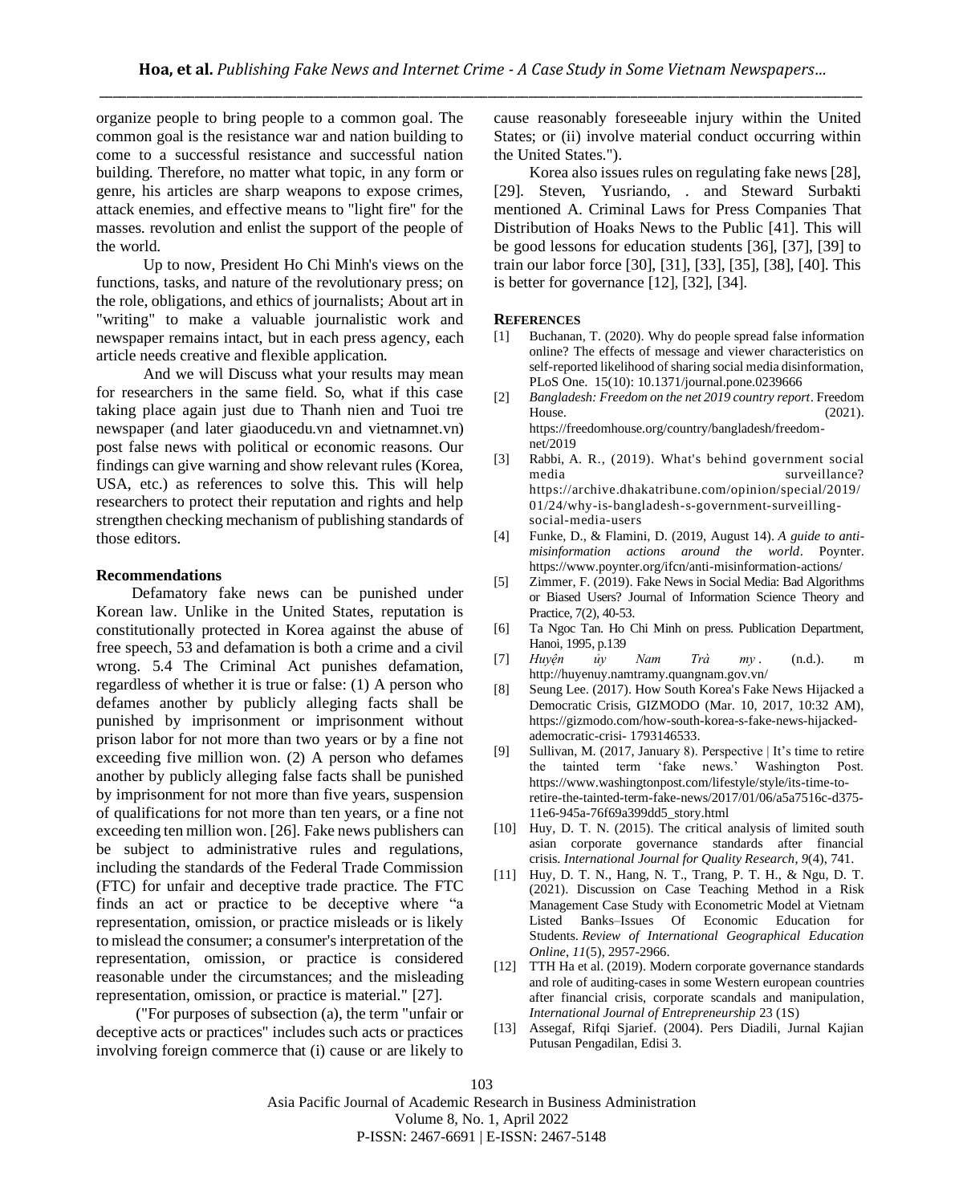organize people to bring people to a common goal. The common goal is the resistance war and nation building to come to a successful resistance and successful nation building. Therefore, no matter what topic, in any form or genre, his articles are sharp weapons to expose crimes, attack enemies, and effective means to "light fire" for the masses. revolution and enlist the support of the people of the world.

Up to now, President Ho Chi Minh's views on the functions, tasks, and nature of the revolutionary press; on the role, obligations, and ethics of journalists; About art in "writing" to make a valuable journalistic work and newspaper remains intact, but in each press agency, each article needs creative and flexible application.

And we will Discuss what your results may mean for researchers in the same field. So, what if this case taking place again just due to Thanh nien and Tuoi tre newspaper (and later giaoducedu.vn and vietnamnet.vn) post false news with political or economic reasons. Our findings can give warning and show relevant rules (Korea, USA, etc.) as references to solve this. This will help researchers to protect their reputation and rights and help strengthen checking mechanism of publishing standards of those editors.

**Recommendations**

Defamatory fake news can be punished under Korean law. Unlike in the United States, reputation is constitutionally protected in Korea against the abuse of free speech, 53 and defamation is both a crime and a civil wrong. 5.4 The Criminal Act punishes defamation, regardless of whether it is true or false: (1) A person who defames another by publicly alleging facts shall be punished by imprisonment or imprisonment without prison labor for not more than two years or by a fine not exceeding five million won. (2) A person who defames another by publicly alleging false facts shall be punished by imprisonment for not more than five years, suspension of qualifications for not more than ten years, or a fine not exceeding ten million won. [26]. Fake news publishers can be subject to administrative rules and regulations, including the standards of the Federal Trade Commission (FTC) for unfair and deceptive trade practice. The FTC finds an act or practice to be deceptive where "a representation, omission, or practice misleads or is likely to mislead the consumer; a consumer's interpretation of the representation, omission, or practice is considered reasonable under the circumstances; and the misleading representation, omission, or practice is material." [27].

("For purposes of subsection (a), the term "unfair or deceptive acts or practices" includes such acts or practices involving foreign commerce that (i) cause or are likely to cause reasonably foreseeable injury within the United States; or (ii) involve material conduct occurring within the United States.").

Korea also issues rules on regulating fake news [28], [29]. Steven, Yusriando, . and Steward Surbakti mentioned A. Criminal Laws for Press Companies That Distribution of Hoaks News to the Public [41]. This will be good lessons for education students [36], [37], [39] to train our labor force [30], [31], [33], [35], [38], [40]. This is better for governance [12], [32], [34].

## References

[1] Buchanan, T. (2020). Why do people spread false information online? The effects of message and viewer characteristics on self-reported likelihood of sharing social media disinformation, PLoS One. 15(10): 10.1371/journal.pone.0239666

[2] *Bangladesh: Freedom on the net 2019 country report*. Freedom House. (2021). https://freedomhouse.org/country/bangladesh/freedom-net/2019

[3] Rabbi, A. R., (2019). What's behind government social media surveillance? https://archive.dhakatribune.com/opinion/special/2019/01/24/why-is-bangladesh-s-government-surveilling-social-media-users

[4] Funke, D., & Flamini, D. (2019, August 14). *A guide to anti-misinformation actions around the world*. Poynter. https://www.poynter.org/ifcn/anti-misinformation-actions/

[5] Zimmer, F. (2019). Fake News in Social Media: Bad Algorithms or Biased Users? Journal of Information Science Theory and Practice, 7(2), 40-53.

[6] Ta Ngoc Tan. Ho Chi Minh on press. Publication Department, Hanoi, 1995, p.139

[7] *Huyện ủy Nam Trà my* . (n.d.). m http://huyenuy.namtramy.quangnam.gov.vn/

[8] Seung Lee. (2017). How South Korea's Fake News Hijacked a Democratic Crisis, GIZMODO (Mar. 10, 2017, 10:32 AM), https://gizmodo.com/how-south-korea-s-fake-news-hijacked-ademocratic-crisi- 1793146533.

[9] Sullivan, M. (2017, January 8). Perspective | It's time to retire the tainted term 'fake news.' Washington Post. https://www.washingtonpost.com/lifestyle/style/its-time-to-retire-the-tainted-term-fake-news/2017/01/06/a5a7516c-d375-11e6-945a-76f69a399dd5_story.html

[10] Huy, D. T. N. (2015). The critical analysis of limited south asian corporate governance standards after financial crisis. *International Journal for Quality Research*, *9*(4), 741.

[11] Huy, D. T. N., Hang, N. T., Trang, P. T. H., & Ngu, D. T. (2021). Discussion on Case Teaching Method in a Risk Management Case Study with Econometric Model at Vietnam Listed Banks–Issues Of Economic Education for Students. *Review of International Geographical Education Online*, *11*(5), 2957-2966.

[12] TTH Ha et al. (2019). Modern corporate governance standards and role of auditing-cases in some Western european countries after financial crisis, corporate scandals and manipulation, *International Journal of Entrepreneurship* 23 (1S)

[13] Assegaf, Rifqi Sjarief. (2004). Pers Diadili, Jurnal Kajian Putusan Pengadilan, Edisi 3.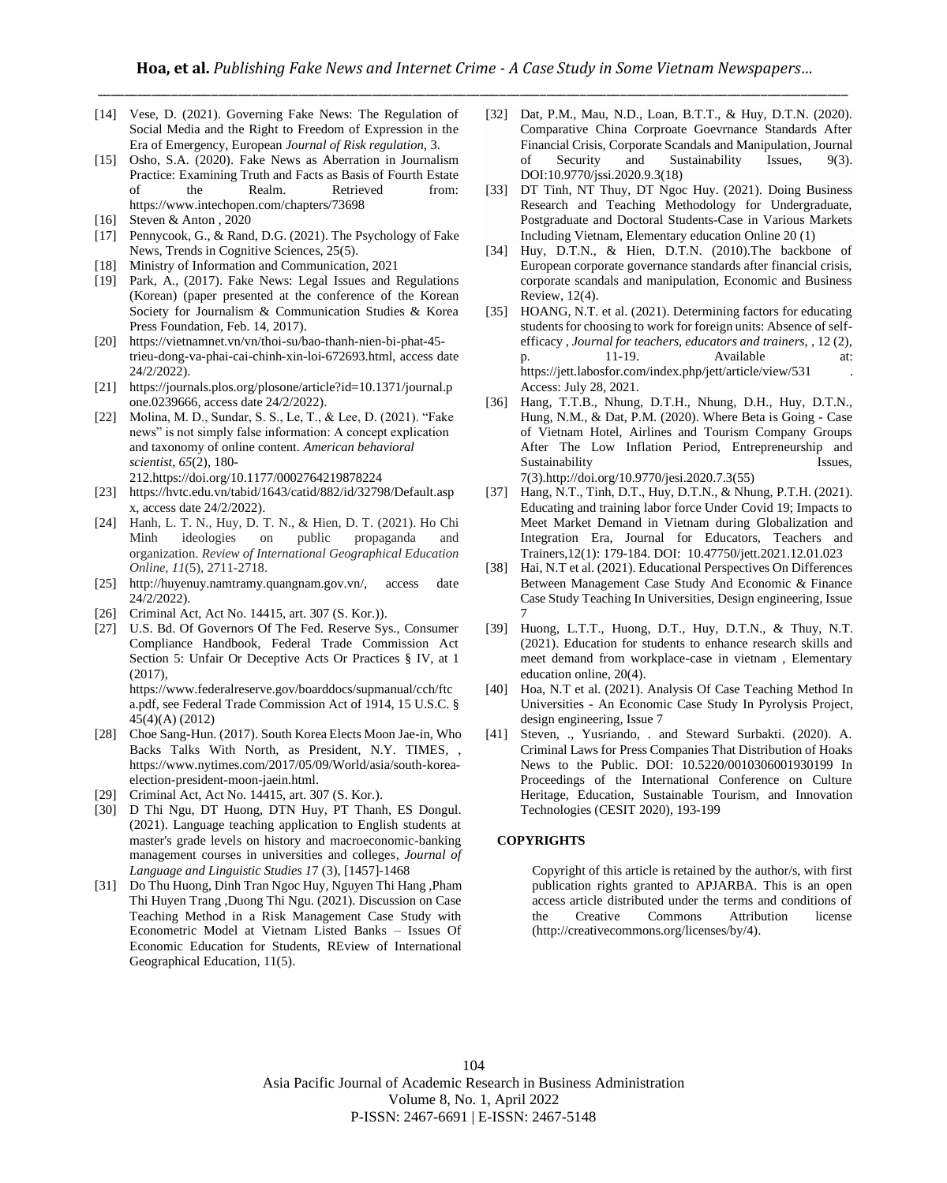[14] Vese, D. (2021). Governing Fake News: The Regulation of Social Media and the Right to Freedom of Expression in the Era of Emergency, European *Journal of Risk regulation*, 3.

[15] Osho, S.A. (2020). Fake News as Aberration in Journalism Practice: Examining Truth and Facts as Basis of Fourth Estate of the Realm. Retrieved from: https://www.intechopen.com/chapters/73698

[16] Steven & Anton , 2020

[17] Pennycook, G., & Rand, D.G. (2021). The Psychology of Fake News, Trends in Cognitive Sciences, 25(5).

[18] Ministry of Information and Communication, 2021

[19] Park, A., (2017). Fake News: Legal Issues and Regulations (Korean) (paper presented at the conference of the Korean Society for Journalism & Communication Studies & Korea Press Foundation, Feb. 14, 2017).

[20] https://vietnamnet.vn/vn/thoi-su/bao-thanh-nien-bi-phat-45-trieu-dong-va-phai-cai-chinh-xin-loi-672693.html, access date 24/2/2022).

[21] https://journals.plos.org/plosone/article?id=10.1371/journal.pone.0239666, access date 24/2/2022).

[22] Molina, M. D., Sundar, S. S., Le, T., & Lee, D. (2021). "Fake news" is not simply false information: A concept explication and taxonomy of online content. *American behavioral scientist*, *65*(2), 180-212.https://doi.org/10.1177/0002764219878224

[23] https://hvtc.edu.vn/tabid/1643/catid/882/id/32798/Default.aspx, access date 24/2/2022).

[24] Hanh, L. T. N., Huy, D. T. N., & Hien, D. T. (2021). Ho Chi Minh ideologies on public propaganda and organization. *Review of International Geographical Education Online*, *11*(5), 2711-2718.

[25] http://huyenuy.namtramy.quangnam.gov.vn/, access date 24/2/2022).

[26] Criminal Act, Act No. 14415, art. 307 (S. Kor.)).

[27] U.S. Bd. Of Governors Of The Fed. Reserve Sys., Consumer Compliance Handbook, Federal Trade Commission Act Section 5: Unfair Or Deceptive Acts Or Practices § IV, at 1 (2017), https://www.federalreserve.gov/boarddocs/supmanual/cch/ftca.pdf, see Federal Trade Commission Act of 1914, 15 U.S.C. § 45(4)(A) (2012)

[28] Choe Sang-Hun. (2017). South Korea Elects Moon Jae-in, Who Backs Talks With North, as President, N.Y. TIMES, , https://www.nytimes.com/2017/05/09/World/asia/south-korea-election-president-moon-jaein.html.

[29] Criminal Act, Act No. 14415, art. 307 (S. Kor.).

[30] D Thi Ngu, DT Huong, DTN Huy, PT Thanh, ES Dongul. (2021). Language teaching application to English students at master's grade levels on history and macroeconomic-banking management courses in universities and colleges, *Journal of Language and Linguistic Studies 1*7 (3), [1457]-1468

[31] Do Thu Huong, Dinh Tran Ngoc Huy, Nguyen Thi Hang ,Pham Thi Huyen Trang ,Duong Thi Ngu. (2021). Discussion on Case Teaching Method in a Risk Management Case Study with Econometric Model at Vietnam Listed Banks – Issues Of Economic Education for Students, REview of International Geographical Education, 11(5).

[32] Dat, P.M., Mau, N.D., Loan, B.T.T., & Huy, D.T.N. (2020). Comparative China Corproate Goevrnance Standards After Financial Crisis, Corporate Scandals and Manipulation, Journal of Security and Sustainability Issues, 9(3). DOI:10.9770/jssi.2020.9.3(18)

[33] DT Tinh, NT Thuy, DT Ngoc Huy. (2021). Doing Business Research and Teaching Methodology for Undergraduate, Postgraduate and Doctoral Students-Case in Various Markets Including Vietnam, Elementary education Online 20 (1)

[34] Huy, D.T.N., & Hien, D.T.N. (2010).The backbone of European corporate governance standards after financial crisis, corporate scandals and manipulation, Economic and Business Review, 12(4).

[35] HOANG, N.T. et al. (2021). Determining factors for educating students for choosing to work for foreign units: Absence of self-efficacy , *Journal for teachers, educators and trainers*, , 12 (2), p. 11-19. Available at: https://jett.labosfor.com/index.php/jett/article/view/531 . Access: July 28, 2021.

[36] Hang, T.T.B., Nhung, D.T.H., Nhung, D.H., Huy, D.T.N., Hung, N.M., & Dat, P.M. (2020). Where Beta is Going - Case of Vietnam Hotel, Airlines and Tourism Company Groups After The Low Inflation Period, Entrepreneurship and Sustainability Issues, 7(3).http://doi.org/10.9770/jesi.2020.7.3(55)

[37] Hang, N.T., Tinh, D.T., Huy, D.T.N., & Nhung, P.T.H. (2021). Educating and training labor force Under Covid 19; Impacts to Meet Market Demand in Vietnam during Globalization and Integration Era, Journal for Educators, Teachers and Trainers,12(1): 179-184. DOI: 10.47750/jett.2021.12.01.023

[38] Hai, N.T et al. (2021). Educational Perspectives On Differences Between Management Case Study And Economic & Finance Case Study Teaching In Universities, Design engineering, Issue 7

[39] Huong, L.T.T., Huong, D.T., Huy, D.T.N., & Thuy, N.T. (2021). Education for students to enhance research skills and meet demand from workplace-case in vietnam , Elementary education online, 20(4).

[40] Hoa, N.T et al. (2021). Analysis Of Case Teaching Method In Universities - An Economic Case Study In Pyrolysis Project, design engineering, Issue 7

[41] Steven, ., Yusriando, . and Steward Surbakti. (2020). A. Criminal Laws for Press Companies That Distribution of Hoaks News to the Public. DOI: 10.5220/0010306001930199 In Proceedings of the International Conference on Culture Heritage, Education, Sustainable Tourism, and Innovation Technologies (CESIT 2020), 193-199

## COPYRIGHTS

Copyright of this article is retained by the author/s, with first publication rights granted to APJARBA. This is an open access article distributed under the terms and conditions of the Creative Commons Attribution license (http://creativecommons.org/licenses/by/4).